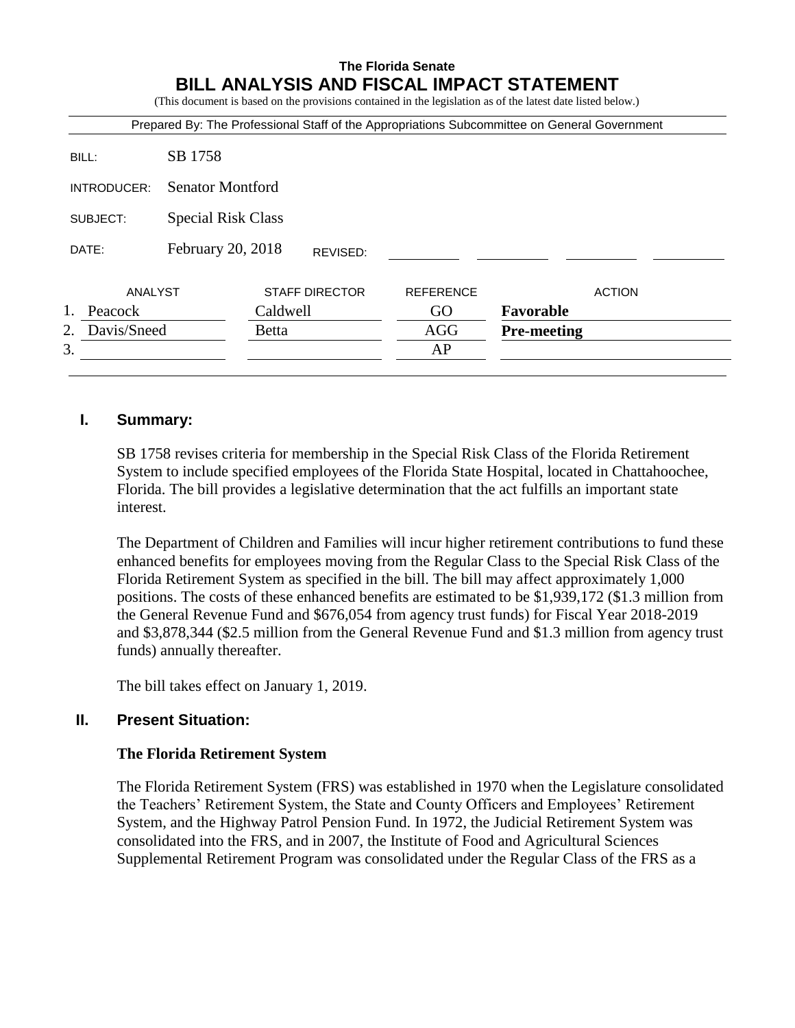**The Florida Senate**

# BILL ANALYSIS AND FISCAL IMPACT STATEMENT

(This document is based on the provisions contained in the legislation as of the latest date listed below.)

Prepared By: The Professional Staff of the Appropriations Subcommittee on General Government

| | |
|---|---|
| BILL: | SB 1758 |
| INTRODUCER: | Senator Montford |
| SUBJECT: | Special Risk Class |
| DATE: | February 20, 2018 REVISED: |

| | ANALYST | STAFF DIRECTOR | REFERENCE | ACTION |
|---|---|---|---|---|
| 1. | Peacock | Caldwell | GO | **Favorable** |
| 2. | Davis/Sneed | Betta | AGG | **Pre-meeting** |
| 3. | | | AP | |

## I. Summary:

SB 1758 revises criteria for membership in the Special Risk Class of the Florida Retirement System to include specified employees of the Florida State Hospital, located in Chattahoochee, Florida. The bill provides a legislative determination that the act fulfills an important state interest.

The Department of Children and Families will incur higher retirement contributions to fund these enhanced benefits for employees moving from the Regular Class to the Special Risk Class of the Florida Retirement System as specified in the bill. The bill may affect approximately 1,000 positions. The costs of these enhanced benefits are estimated to be $1,939,172 ($1.3 million from the General Revenue Fund and $676,054 from agency trust funds) for Fiscal Year 2018-2019 and $3,878,344 ($2.5 million from the General Revenue Fund and $1.3 million from agency trust funds) annually thereafter.

The bill takes effect on January 1, 2019.

## II. Present Situation:

### The Florida Retirement System

The Florida Retirement System (FRS) was established in 1970 when the Legislature consolidated the Teachers' Retirement System, the State and County Officers and Employees' Retirement System, and the Highway Patrol Pension Fund. In 1972, the Judicial Retirement System was consolidated into the FRS, and in 2007, the Institute of Food and Agricultural Sciences Supplemental Retirement Program was consolidated under the Regular Class of the FRS as a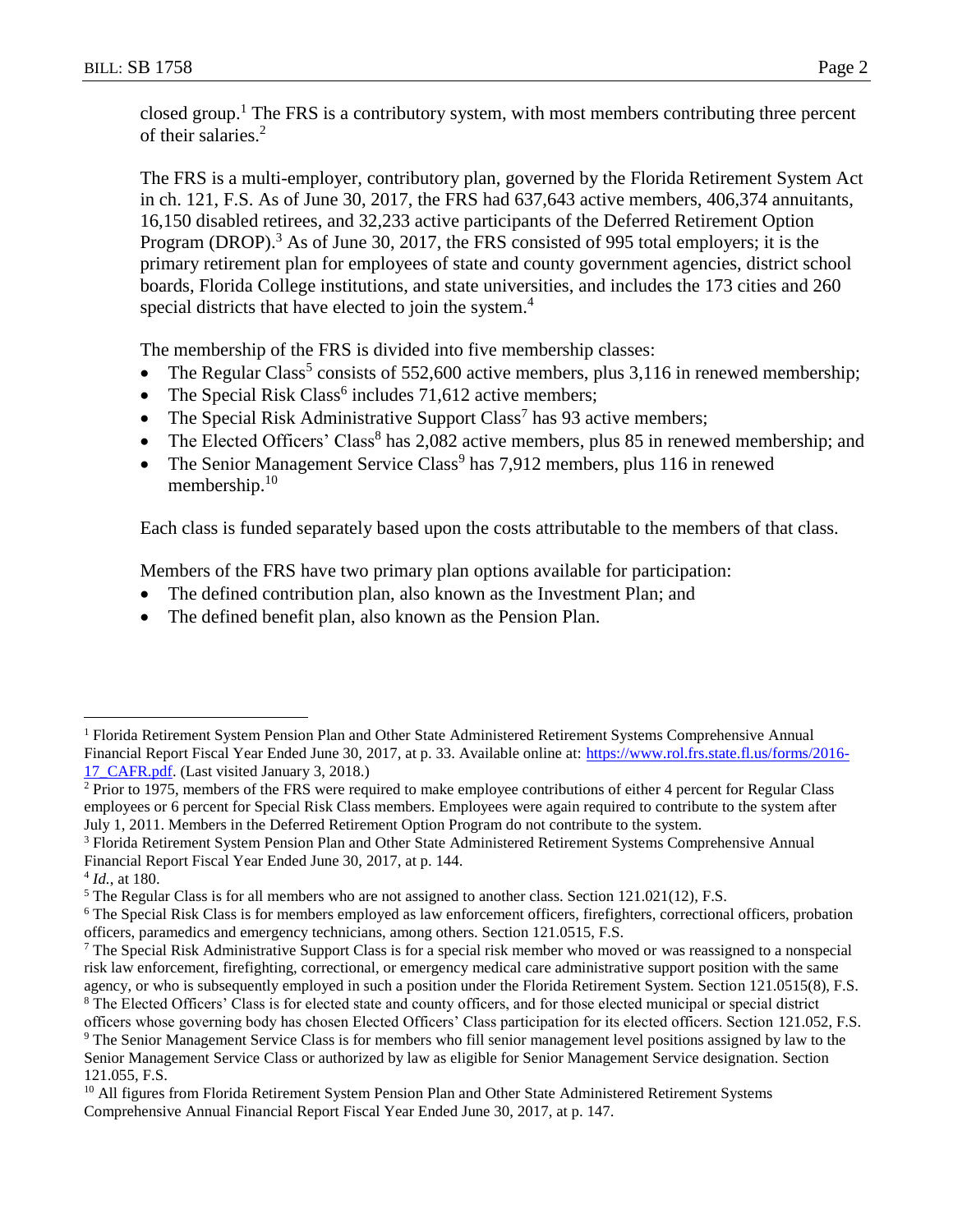closed group.[1] The FRS is a contributory system, with most members contributing three percent of their salaries.[2]

The FRS is a multi-employer, contributory plan, governed by the Florida Retirement System Act in ch. 121, F.S. As of June 30, 2017, the FRS had 637,643 active members, 406,374 annuitants, 16,150 disabled retirees, and 32,233 active participants of the Deferred Retirement Option Program (DROP).[3] As of June 30, 2017, the FRS consisted of 995 total employers; it is the primary retirement plan for employees of state and county government agencies, district school boards, Florida College institutions, and state universities, and includes the 173 cities and 260 special districts that have elected to join the system.[4]

The membership of the FRS is divided into five membership classes:

- The Regular Class[5] consists of 552,600 active members, plus 3,116 in renewed membership;
- The Special Risk Class[6] includes 71,612 active members;
- The Special Risk Administrative Support Class[7] has 93 active members;
- The Elected Officers' Class[8] has 2,082 active members, plus 85 in renewed membership; and
- The Senior Management Service Class[9] has 7,912 members, plus 116 in renewed membership.[10]

Each class is funded separately based upon the costs attributable to the members of that class.

Members of the FRS have two primary plan options available for participation:

- The defined contribution plan, also known as the Investment Plan; and
- The defined benefit plan, also known as the Pension Plan.

---

[1] Florida Retirement System Pension Plan and Other State Administered Retirement Systems Comprehensive Annual Financial Report Fiscal Year Ended June 30, 2017, at p. 33. Available online at: https://www.rol.frs.state.fl.us/forms/2016-17_CAFR.pdf. (Last visited January 3, 2018.)

[2] Prior to 1975, members of the FRS were required to make employee contributions of either 4 percent for Regular Class employees or 6 percent for Special Risk Class members. Employees were again required to contribute to the system after July 1, 2011. Members in the Deferred Retirement Option Program do not contribute to the system.

[3] Florida Retirement System Pension Plan and Other State Administered Retirement Systems Comprehensive Annual Financial Report Fiscal Year Ended June 30, 2017, at p. 144.

[4] *Id.*, at 180.

[5] The Regular Class is for all members who are not assigned to another class. Section 121.021(12), F.S.

[6] The Special Risk Class is for members employed as law enforcement officers, firefighters, correctional officers, probation officers, paramedics and emergency technicians, among others. Section 121.0515, F.S.

[7] The Special Risk Administrative Support Class is for a special risk member who moved or was reassigned to a nonspecial risk law enforcement, firefighting, correctional, or emergency medical care administrative support position with the same agency, or who is subsequently employed in such a position under the Florida Retirement System. Section 121.0515(8), F.S.

[8] The Elected Officers' Class is for elected state and county officers, and for those elected municipal or special district officers whose governing body has chosen Elected Officers' Class participation for its elected officers. Section 121.052, F.S.

[9] The Senior Management Service Class is for members who fill senior management level positions assigned by law to the Senior Management Service Class or authorized by law as eligible for Senior Management Service designation. Section 121.055, F.S.

[10] All figures from Florida Retirement System Pension Plan and Other State Administered Retirement Systems Comprehensive Annual Financial Report Fiscal Year Ended June 30, 2017, at p. 147.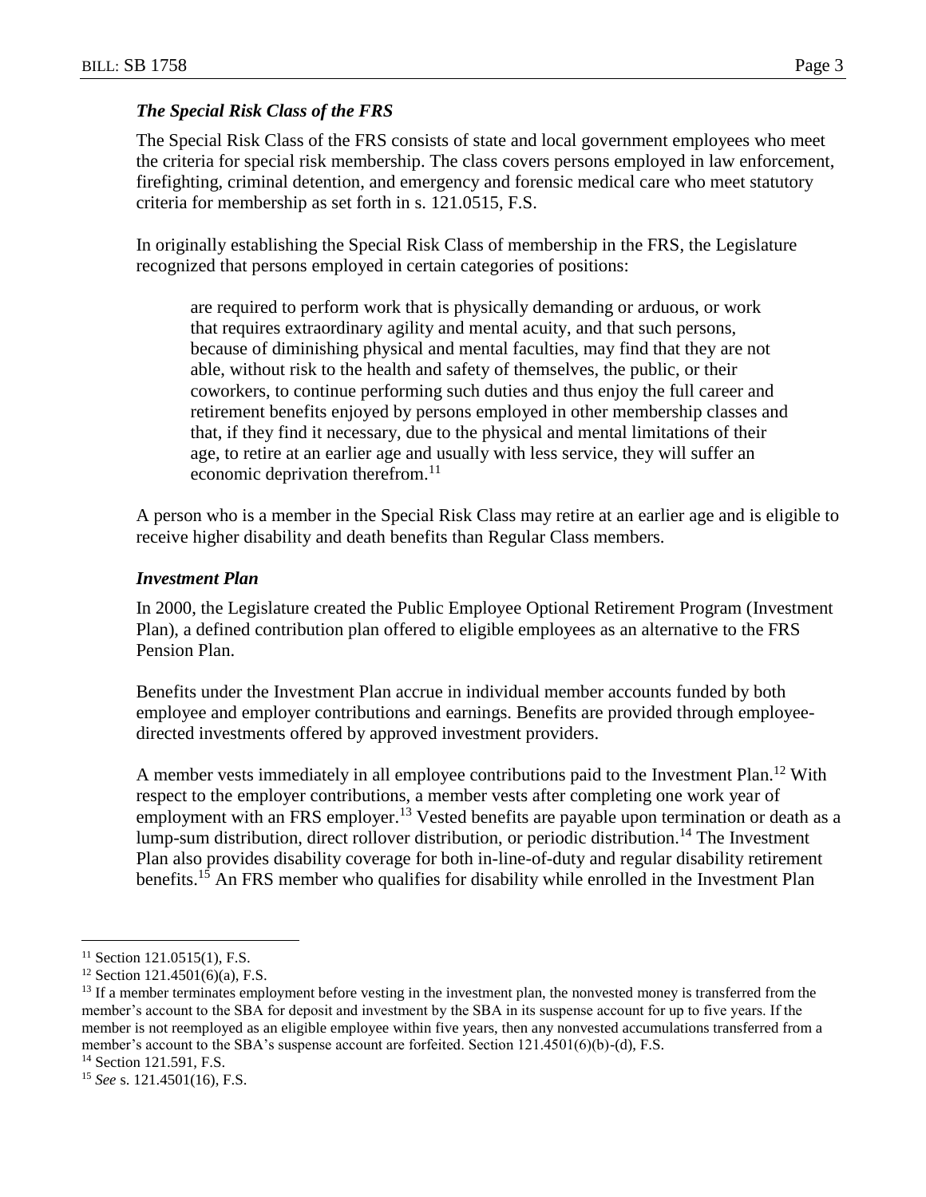### *The Special Risk Class of the FRS*

The Special Risk Class of the FRS consists of state and local government employees who meet the criteria for special risk membership. The class covers persons employed in law enforcement, firefighting, criminal detention, and emergency and forensic medical care who meet statutory criteria for membership as set forth in s. 121.0515, F.S.

In originally establishing the Special Risk Class of membership in the FRS, the Legislature recognized that persons employed in certain categories of positions:

> are required to perform work that is physically demanding or arduous, or work that requires extraordinary agility and mental acuity, and that such persons, because of diminishing physical and mental faculties, may find that they are not able, without risk to the health and safety of themselves, the public, or their coworkers, to continue performing such duties and thus enjoy the full career and retirement benefits enjoyed by persons employed in other membership classes and that, if they find it necessary, due to the physical and mental limitations of their age, to retire at an earlier age and usually with less service, they will suffer an economic deprivation therefrom.[11]

A person who is a member in the Special Risk Class may retire at an earlier age and is eligible to receive higher disability and death benefits than Regular Class members.

### *Investment Plan*

In 2000, the Legislature created the Public Employee Optional Retirement Program (Investment Plan), a defined contribution plan offered to eligible employees as an alternative to the FRS Pension Plan.

Benefits under the Investment Plan accrue in individual member accounts funded by both employee and employer contributions and earnings. Benefits are provided through employee-directed investments offered by approved investment providers.

A member vests immediately in all employee contributions paid to the Investment Plan.[12] With respect to the employer contributions, a member vests after completing one work year of employment with an FRS employer.[13] Vested benefits are payable upon termination or death as a lump-sum distribution, direct rollover distribution, or periodic distribution.[14] The Investment Plan also provides disability coverage for both in-line-of-duty and regular disability retirement benefits.[15] An FRS member who qualifies for disability while enrolled in the Investment Plan

---

[11] Section 121.0515(1), F.S.

[12] Section 121.4501(6)(a), F.S.

[13] If a member terminates employment before vesting in the investment plan, the nonvested money is transferred from the member's account to the SBA for deposit and investment by the SBA in its suspense account for up to five years. If the member is not reemployed as an eligible employee within five years, then any nonvested accumulations transferred from a member's account to the SBA's suspense account are forfeited. Section 121.4501(6)(b)-(d), F.S.

[14] Section 121.591, F.S.

[15] *See* s. 121.4501(16), F.S.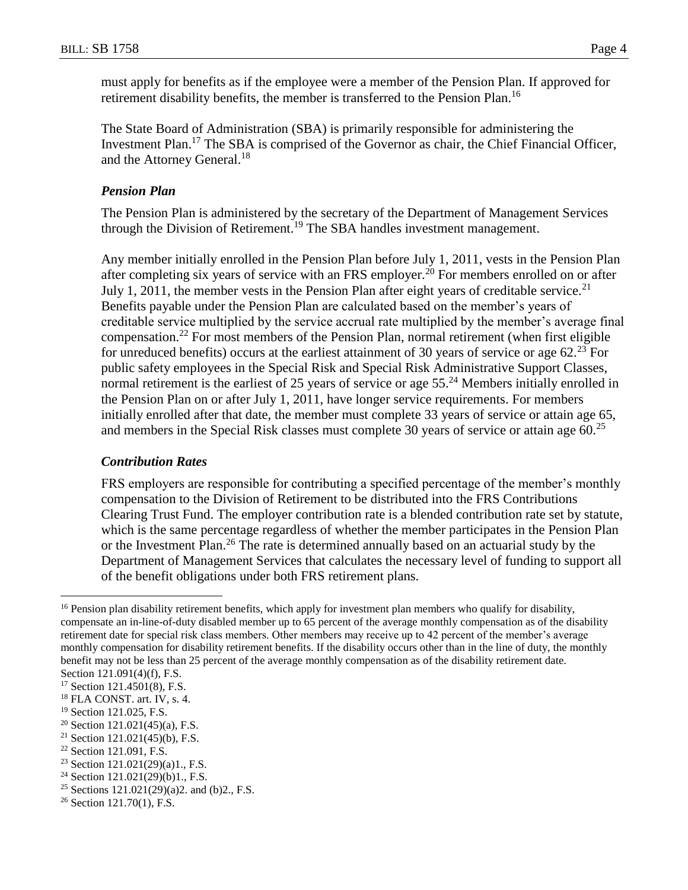must apply for benefits as if the employee were a member of the Pension Plan. If approved for retirement disability benefits, the member is transferred to the Pension Plan.[16]

The State Board of Administration (SBA) is primarily responsible for administering the Investment Plan.[17] The SBA is comprised of the Governor as chair, the Chief Financial Officer, and the Attorney General.[18]

### *Pension Plan*

The Pension Plan is administered by the secretary of the Department of Management Services through the Division of Retirement.[19] The SBA handles investment management.

Any member initially enrolled in the Pension Plan before July 1, 2011, vests in the Pension Plan after completing six years of service with an FRS employer.[20] For members enrolled on or after July 1, 2011, the member vests in the Pension Plan after eight years of creditable service.[21] Benefits payable under the Pension Plan are calculated based on the member's years of creditable service multiplied by the service accrual rate multiplied by the member's average final compensation.[22] For most members of the Pension Plan, normal retirement (when first eligible for unreduced benefits) occurs at the earliest attainment of 30 years of service or age 62.[23] For public safety employees in the Special Risk and Special Risk Administrative Support Classes, normal retirement is the earliest of 25 years of service or age 55.[24] Members initially enrolled in the Pension Plan on or after July 1, 2011, have longer service requirements. For members initially enrolled after that date, the member must complete 33 years of service or attain age 65, and members in the Special Risk classes must complete 30 years of service or attain age 60.[25]

### *Contribution Rates*

FRS employers are responsible for contributing a specified percentage of the member's monthly compensation to the Division of Retirement to be distributed into the FRS Contributions Clearing Trust Fund. The employer contribution rate is a blended contribution rate set by statute, which is the same percentage regardless of whether the member participates in the Pension Plan or the Investment Plan.[26] The rate is determined annually based on an actuarial study by the Department of Management Services that calculates the necessary level of funding to support all of the benefit obligations under both FRS retirement plans.

---

[16] Pension plan disability retirement benefits, which apply for investment plan members who qualify for disability, compensate an in-line-of-duty disabled member up to 65 percent of the average monthly compensation as of the disability retirement date for special risk class members. Other members may receive up to 42 percent of the member's average monthly compensation for disability retirement benefits. If the disability occurs other than in the line of duty, the monthly benefit may not be less than 25 percent of the average monthly compensation as of the disability retirement date. Section 121.091(4)(f), F.S.

[17] Section 121.4501(8), F.S.

[18] FLA CONST. art. IV, s. 4.

[19] Section 121.025, F.S.

[20] Section 121.021(45)(a), F.S.

[21] Section 121.021(45)(b), F.S.

[22] Section 121.091, F.S.

[23] Section 121.021(29)(a)1., F.S.

[24] Section 121.021(29)(b)1., F.S.

[25] Sections 121.021(29)(a)2. and (b)2., F.S.

[26] Section 121.70(1), F.S.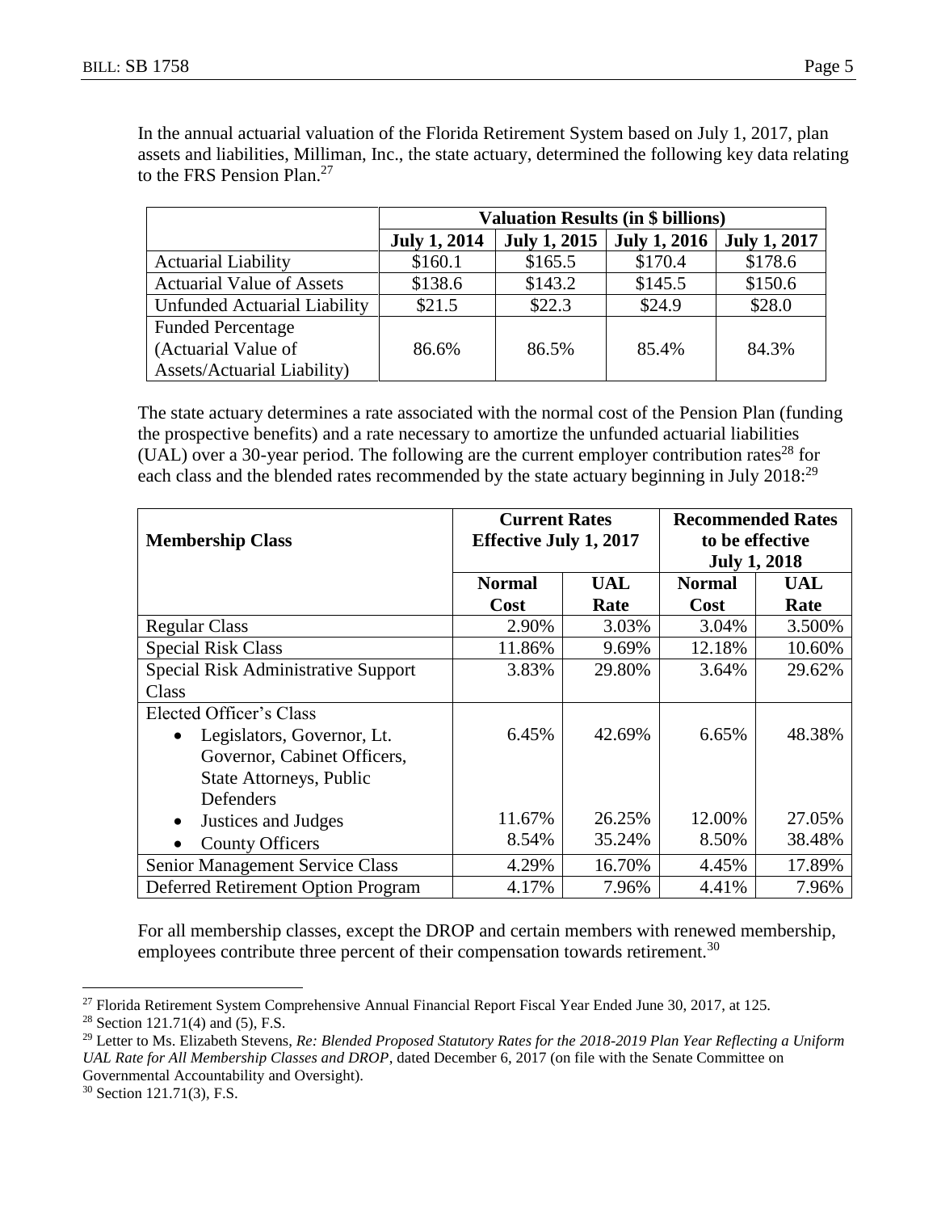In the annual actuarial valuation of the Florida Retirement System based on July 1, 2017, plan assets and liabilities, Milliman, Inc., the state actuary, determined the following key data relating to the FRS Pension Plan.[27]

| | Valuation Results (in $ billions) | | | |
|---|---|---|---|---|
| | July 1, 2014 | July 1, 2015 | July 1, 2016 | July 1, 2017 |
| Actuarial Liability | $160.1 | $165.5 | $170.4 | $178.6 |
| Actuarial Value of Assets | $138.6 | $143.2 | $145.5 | $150.6 |
| Unfunded Actuarial Liability | $21.5 | $22.3 | $24.9 | $28.0 |
| Funded Percentage (Actuarial Value of Assets/Actuarial Liability) | 86.6% | 86.5% | 85.4% | 84.3% |

The state actuary determines a rate associated with the normal cost of the Pension Plan (funding the prospective benefits) and a rate necessary to amortize the unfunded actuarial liabilities (UAL) over a 30-year period. The following are the current employer contribution rates[28] for each class and the blended rates recommended by the state actuary beginning in July 2018:[29]

| Membership Class | Current Rates Effective July 1, 2017 | | Recommended Rates to be effective July 1, 2018 | |
|---|---|---|---|---|
| | Normal Cost | UAL Rate | Normal Cost | UAL Rate |
| Regular Class | 2.90% | 3.03% | 3.04% | 3.500% |
| Special Risk Class | 11.86% | 9.69% | 12.18% | 10.60% |
| Special Risk Administrative Support Class | 3.83% | 29.80% | 3.64% | 29.62% |
| Elected Officer's Class | | | | |
| • Legislators, Governor, Lt. Governor, Cabinet Officers, State Attorneys, Public Defenders | 6.45% | 42.69% | 6.65% | 48.38% |
| • Justices and Judges | 11.67% | 26.25% | 12.00% | 27.05% |
| • County Officers | 8.54% | 35.24% | 8.50% | 38.48% |
| Senior Management Service Class | 4.29% | 16.70% | 4.45% | 17.89% |
| Deferred Retirement Option Program | 4.17% | 7.96% | 4.41% | 7.96% |

For all membership classes, except the DROP and certain members with renewed membership, employees contribute three percent of their compensation towards retirement.[30]

---

[27] Florida Retirement System Comprehensive Annual Financial Report Fiscal Year Ended June 30, 2017, at 125.

[28] Section 121.71(4) and (5), F.S.

[29] Letter to Ms. Elizabeth Stevens, *Re: Blended Proposed Statutory Rates for the 2018-2019 Plan Year Reflecting a Uniform UAL Rate for All Membership Classes and DROP*, dated December 6, 2017 (on file with the Senate Committee on Governmental Accountability and Oversight).

[30] Section 121.71(3), F.S.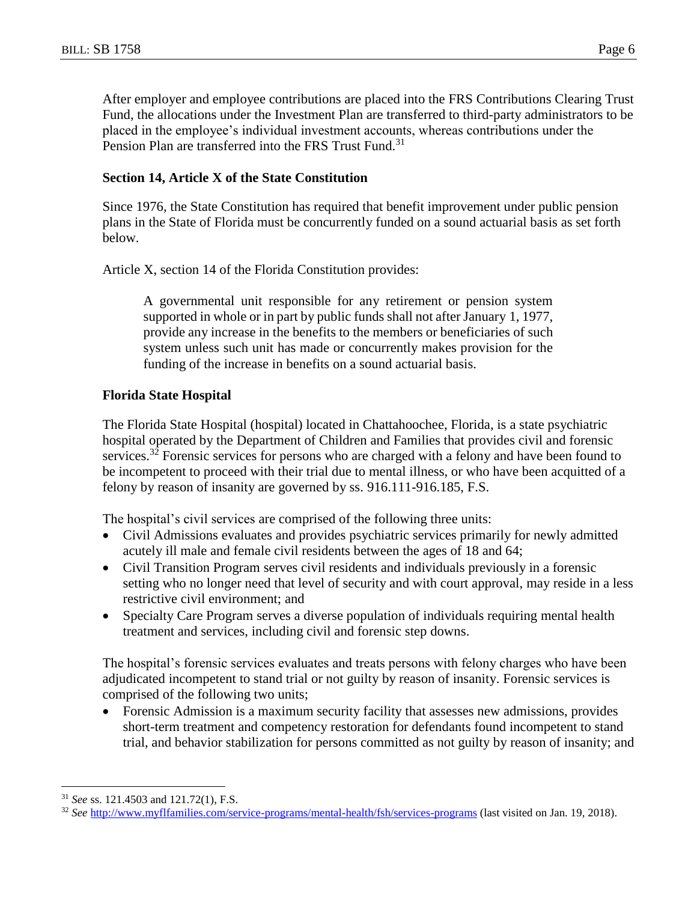After employer and employee contributions are placed into the FRS Contributions Clearing Trust Fund, the allocations under the Investment Plan are transferred to third-party administrators to be placed in the employee's individual investment accounts, whereas contributions under the Pension Plan are transferred into the FRS Trust Fund.[31]

### Section 14, Article X of the State Constitution

Since 1976, the State Constitution has required that benefit improvement under public pension plans in the State of Florida must be concurrently funded on a sound actuarial basis as set forth below.

Article X, section 14 of the Florida Constitution provides:

> A governmental unit responsible for any retirement or pension system supported in whole or in part by public funds shall not after January 1, 1977, provide any increase in the benefits to the members or beneficiaries of such system unless such unit has made or concurrently makes provision for the funding of the increase in benefits on a sound actuarial basis.

### Florida State Hospital

The Florida State Hospital (hospital) located in Chattahoochee, Florida, is a state psychiatric hospital operated by the Department of Children and Families that provides civil and forensic services.[32] Forensic services for persons who are charged with a felony and have been found to be incompetent to proceed with their trial due to mental illness, or who have been acquitted of a felony by reason of insanity are governed by ss. 916.111-916.185, F.S.

The hospital's civil services are comprised of the following three units:

- Civil Admissions evaluates and provides psychiatric services primarily for newly admitted acutely ill male and female civil residents between the ages of 18 and 64;
- Civil Transition Program serves civil residents and individuals previously in a forensic setting who no longer need that level of security and with court approval, may reside in a less restrictive civil environment; and
- Specialty Care Program serves a diverse population of individuals requiring mental health treatment and services, including civil and forensic step downs.

The hospital's forensic services evaluates and treats persons with felony charges who have been adjudicated incompetent to stand trial or not guilty by reason of insanity. Forensic services is comprised of the following two units;

- Forensic Admission is a maximum security facility that assesses new admissions, provides short-term treatment and competency restoration for defendants found incompetent to stand trial, and behavior stabilization for persons committed as not guilty by reason of insanity; and

---

[31] *See* ss. 121.4503 and 121.72(1), F.S.

[32] *See* http://www.myflfamilies.com/service-programs/mental-health/fsh/services-programs (last visited on Jan. 19, 2018).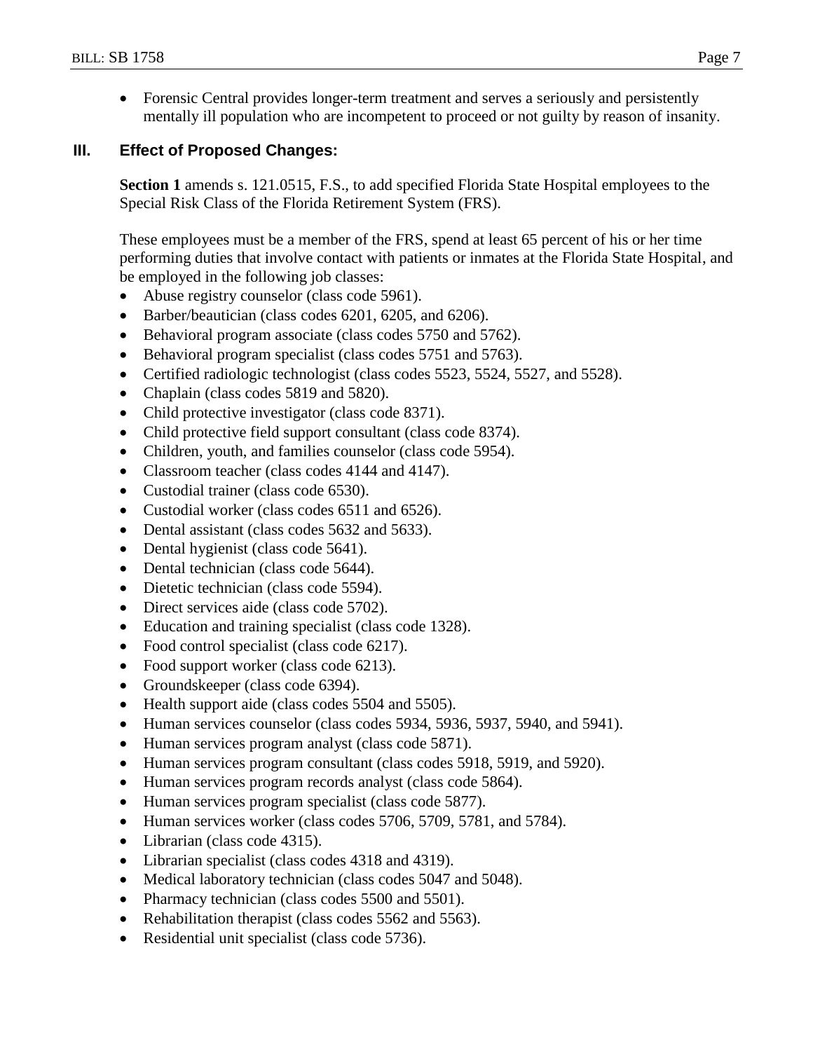- Forensic Central provides longer-term treatment and serves a seriously and persistently mentally ill population who are incompetent to proceed or not guilty by reason of insanity.

## III. Effect of Proposed Changes:

**Section 1** amends s. 121.0515, F.S., to add specified Florida State Hospital employees to the Special Risk Class of the Florida Retirement System (FRS).

These employees must be a member of the FRS, spend at least 65 percent of his or her time performing duties that involve contact with patients or inmates at the Florida State Hospital, and be employed in the following job classes:

- Abuse registry counselor (class code 5961).
- Barber/beautician (class codes 6201, 6205, and 6206).
- Behavioral program associate (class codes 5750 and 5762).
- Behavioral program specialist (class codes 5751 and 5763).
- Certified radiologic technologist (class codes 5523, 5524, 5527, and 5528).
- Chaplain (class codes 5819 and 5820).
- Child protective investigator (class code 8371).
- Child protective field support consultant (class code 8374).
- Children, youth, and families counselor (class code 5954).
- Classroom teacher (class codes 4144 and 4147).
- Custodial trainer (class code 6530).
- Custodial worker (class codes 6511 and 6526).
- Dental assistant (class codes 5632 and 5633).
- Dental hygienist (class code 5641).
- Dental technician (class code 5644).
- Dietetic technician (class code 5594).
- Direct services aide (class code 5702).
- Education and training specialist (class code 1328).
- Food control specialist (class code 6217).
- Food support worker (class code 6213).
- Groundskeeper (class code 6394).
- Health support aide (class codes 5504 and 5505).
- Human services counselor (class codes 5934, 5936, 5937, 5940, and 5941).
- Human services program analyst (class code 5871).
- Human services program consultant (class codes 5918, 5919, and 5920).
- Human services program records analyst (class code 5864).
- Human services program specialist (class code 5877).
- Human services worker (class codes 5706, 5709, 5781, and 5784).
- Librarian (class code 4315).
- Librarian specialist (class codes 4318 and 4319).
- Medical laboratory technician (class codes 5047 and 5048).
- Pharmacy technician (class codes 5500 and 5501).
- Rehabilitation therapist (class codes 5562 and 5563).
- Residential unit specialist (class code 5736).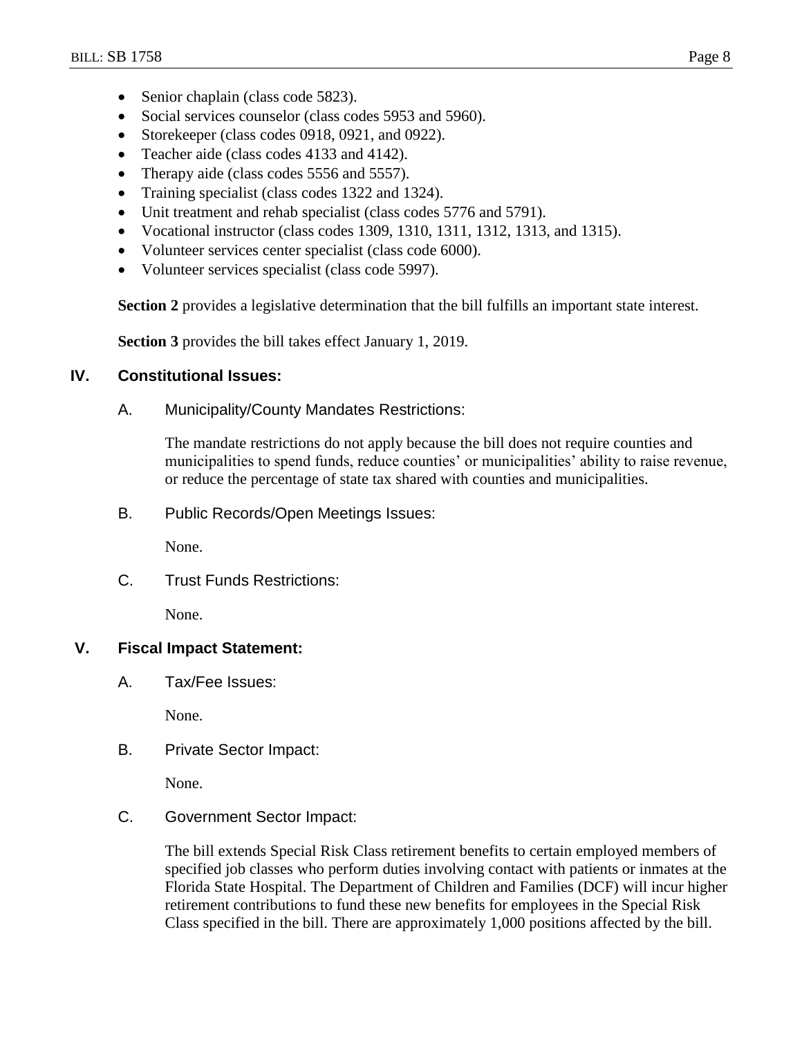- Senior chaplain (class code 5823).
- Social services counselor (class codes 5953 and 5960).
- Storekeeper (class codes 0918, 0921, and 0922).
- Teacher aide (class codes 4133 and 4142).
- Therapy aide (class codes 5556 and 5557).
- Training specialist (class codes 1322 and 1324).
- Unit treatment and rehab specialist (class codes 5776 and 5791).
- Vocational instructor (class codes 1309, 1310, 1311, 1312, 1313, and 1315).
- Volunteer services center specialist (class code 6000).
- Volunteer services specialist (class code 5997).

**Section 2** provides a legislative determination that the bill fulfills an important state interest.

**Section 3** provides the bill takes effect January 1, 2019.

## IV. Constitutional Issues:

### A. Municipality/County Mandates Restrictions:

The mandate restrictions do not apply because the bill does not require counties and municipalities to spend funds, reduce counties' or municipalities' ability to raise revenue, or reduce the percentage of state tax shared with counties and municipalities.

### B. Public Records/Open Meetings Issues:

None.

### C. Trust Funds Restrictions:

None.

## V. Fiscal Impact Statement:

### A. Tax/Fee Issues:

None.

### B. Private Sector Impact:

None.

### C. Government Sector Impact:

The bill extends Special Risk Class retirement benefits to certain employed members of specified job classes who perform duties involving contact with patients or inmates at the Florida State Hospital. The Department of Children and Families (DCF) will incur higher retirement contributions to fund these new benefits for employees in the Special Risk Class specified in the bill. There are approximately 1,000 positions affected by the bill.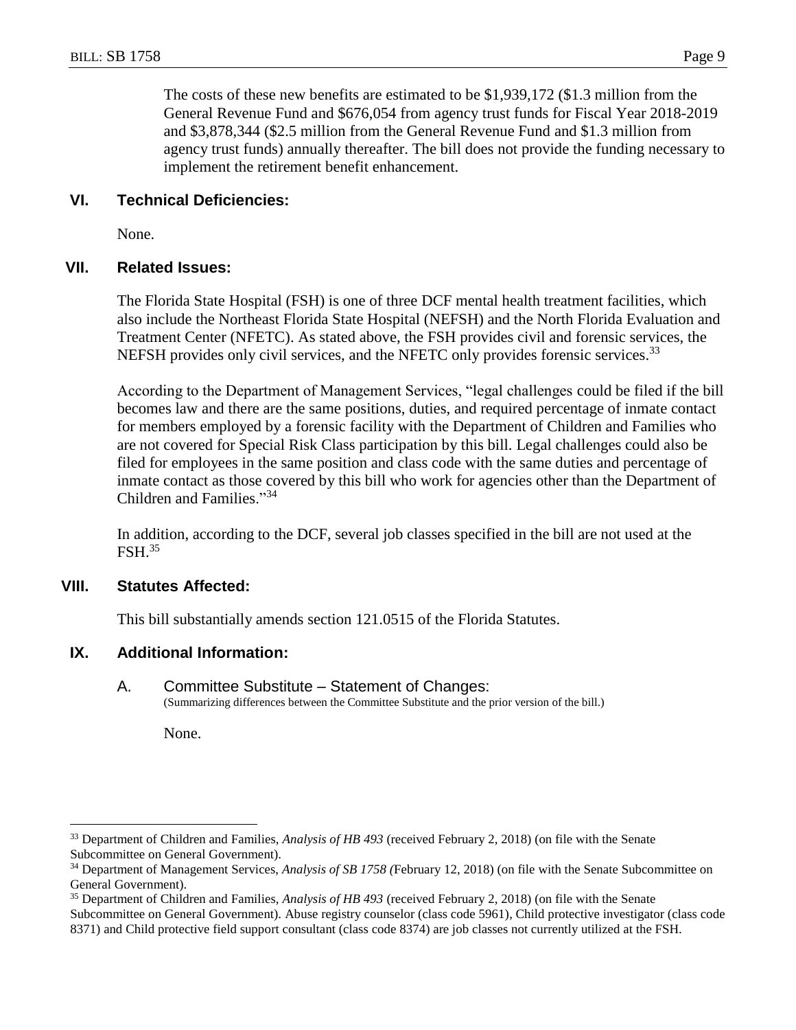The costs of these new benefits are estimated to be $1,939,172 ($1.3 million from the General Revenue Fund and $676,054 from agency trust funds for Fiscal Year 2018-2019 and $3,878,344 ($2.5 million from the General Revenue Fund and $1.3 million from agency trust funds) annually thereafter. The bill does not provide the funding necessary to implement the retirement benefit enhancement.

## VI. Technical Deficiencies:

None.

## VII. Related Issues:

The Florida State Hospital (FSH) is one of three DCF mental health treatment facilities, which also include the Northeast Florida State Hospital (NEFSH) and the North Florida Evaluation and Treatment Center (NFETC). As stated above, the FSH provides civil and forensic services, the NEFSH provides only civil services, and the NFETC only provides forensic services.[33]

According to the Department of Management Services, "legal challenges could be filed if the bill becomes law and there are the same positions, duties, and required percentage of inmate contact for members employed by a forensic facility with the Department of Children and Families who are not covered for Special Risk Class participation by this bill. Legal challenges could also be filed for employees in the same position and class code with the same duties and percentage of inmate contact as those covered by this bill who work for agencies other than the Department of Children and Families."[34]

In addition, according to the DCF, several job classes specified in the bill are not used at the FSH.[35]

## VIII. Statutes Affected:

This bill substantially amends section 121.0515 of the Florida Statutes.

## IX. Additional Information:

### A. Committee Substitute – Statement of Changes:

(Summarizing differences between the Committee Substitute and the prior version of the bill.)

None.

---

[33] Department of Children and Families, *Analysis of HB 493* (received February 2, 2018) (on file with the Senate Subcommittee on General Government).

[34] Department of Management Services, *Analysis of SB 1758 (*February 12, 2018) (on file with the Senate Subcommittee on General Government).

[35] Department of Children and Families, *Analysis of HB 493* (received February 2, 2018) (on file with the Senate Subcommittee on General Government). Abuse registry counselor (class code 5961), Child protective investigator (class code 8371) and Child protective field support consultant (class code 8374) are job classes not currently utilized at the FSH.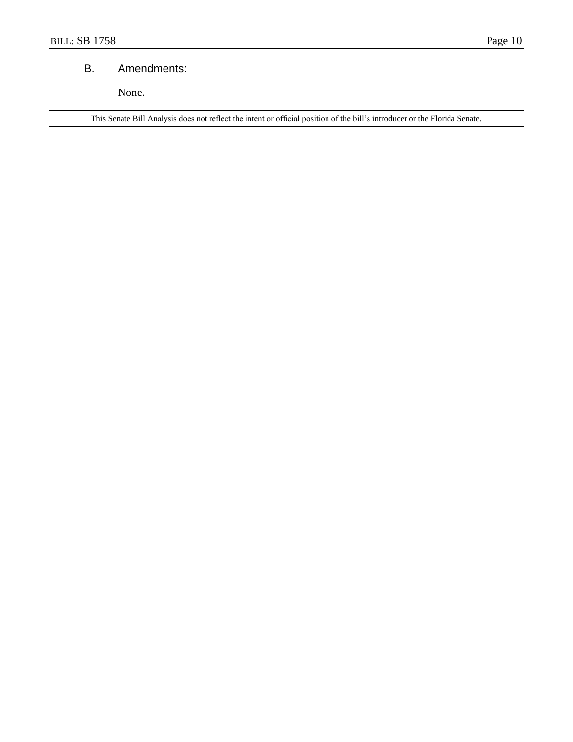### B. Amendments:

None.

---

This Senate Bill Analysis does not reflect the intent or official position of the bill's introducer or the Florida Senate.

---